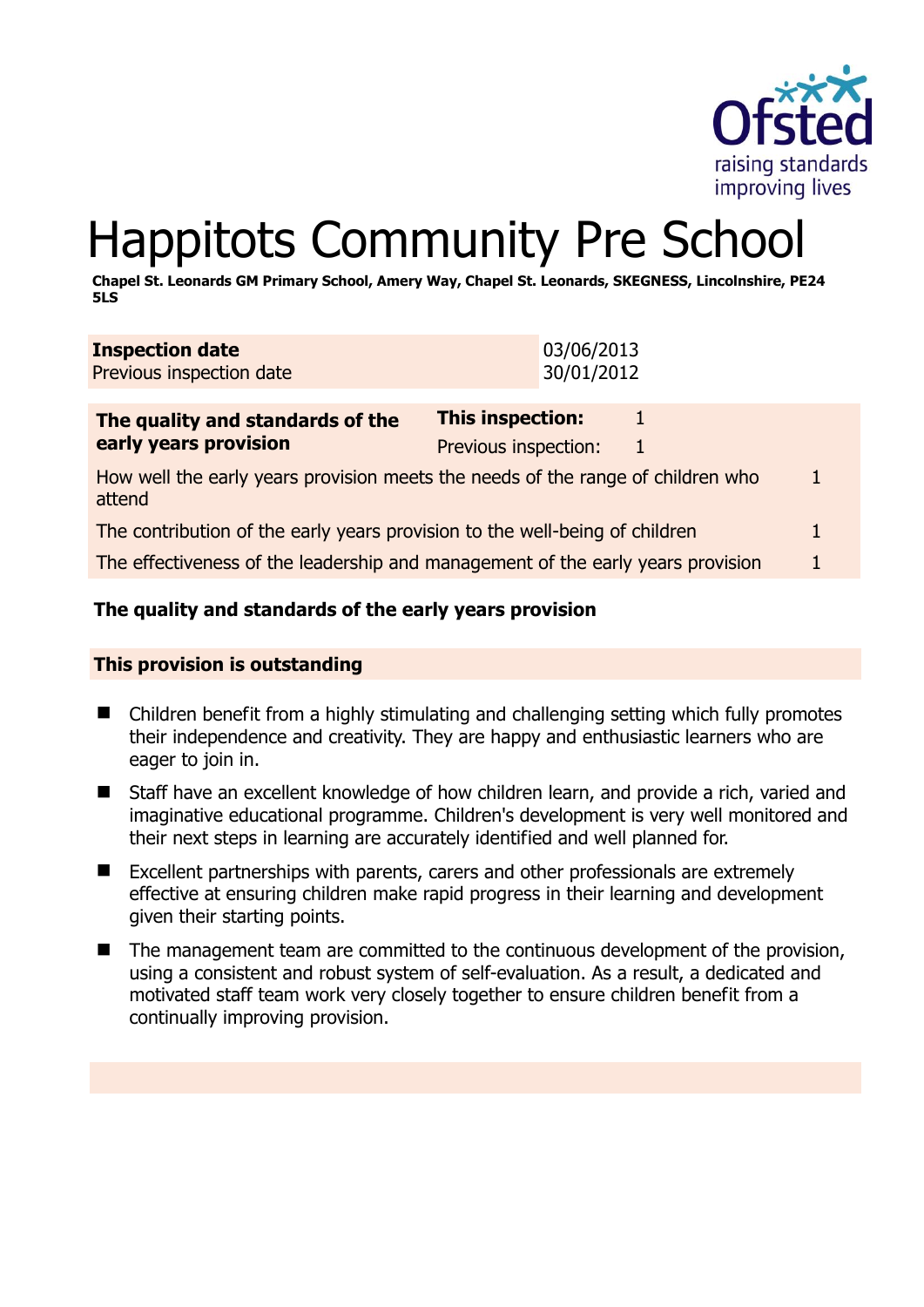# Happitots Community Pre School

**Chapel St. Leonards GM Primary School, Amery Way, Chapel St. Leonards, SKEGNESS, Lincolnshire, PE24 5LS**

| **Inspection date** | 03/06/2013 |
|---|---|
| Previous inspection date | 30/01/2012 |

| **The quality and standards of the early years provision** | **This inspection:** | 1 |
|---|---|---|
| | Previous inspection: | 1 |
| How well the early years provision meets the needs of the range of children who attend | | 1 |
| The contribution of the early years provision to the well-being of children | | 1 |
| The effectiveness of the leadership and management of the early years provision | | 1 |

**The quality and standards of the early years provision**

**This provision is outstanding**

- Children benefit from a highly stimulating and challenging setting which fully promotes their independence and creativity. They are happy and enthusiastic learners who are eager to join in.
- Staff have an excellent knowledge of how children learn, and provide a rich, varied and imaginative educational programme. Children's development is very well monitored and their next steps in learning are accurately identified and well planned for.
- Excellent partnerships with parents, carers and other professionals are extremely effective at ensuring children make rapid progress in their learning and development given their starting points.
- The management team are committed to the continuous development of the provision, using a consistent and robust system of self-evaluation. As a result, a dedicated and motivated staff team work very closely together to ensure children benefit from a continually improving provision.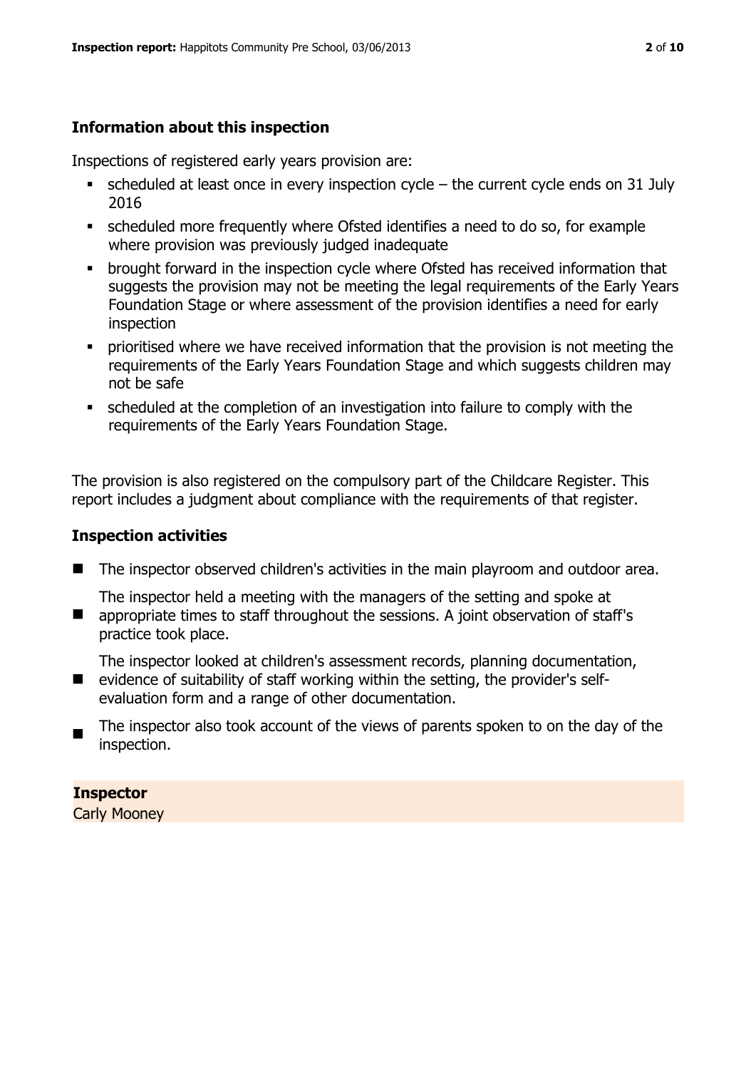## Information about this inspection

Inspections of registered early years provision are:

- scheduled at least once in every inspection cycle – the current cycle ends on 31 July 2016
- scheduled more frequently where Ofsted identifies a need to do so, for example where provision was previously judged inadequate
- brought forward in the inspection cycle where Ofsted has received information that suggests the provision may not be meeting the legal requirements of the Early Years Foundation Stage or where assessment of the provision identifies a need for early inspection
- prioritised where we have received information that the provision is not meeting the requirements of the Early Years Foundation Stage and which suggests children may not be safe
- scheduled at the completion of an investigation into failure to comply with the requirements of the Early Years Foundation Stage.

The provision is also registered on the compulsory part of the Childcare Register. This report includes a judgment about compliance with the requirements of that register.

## Inspection activities

- The inspector observed children's activities in the main playroom and outdoor area.
- The inspector held a meeting with the managers of the setting and spoke at appropriate times to staff throughout the sessions. A joint observation of staff's practice took place.
- The inspector looked at children's assessment records, planning documentation, evidence of suitability of staff working within the setting, the provider's self-evaluation form and a range of other documentation.
- The inspector also took account of the views of parents spoken to on the day of the inspection.

**Inspector**

Carly Mooney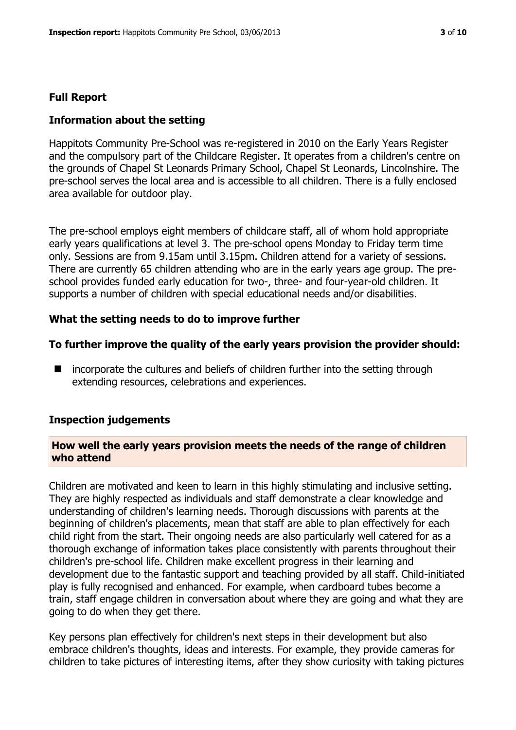## Full Report

### Information about the setting

Happitots Community Pre-School was re-registered in 2010 on the Early Years Register and the compulsory part of the Childcare Register. It operates from a children's centre on the grounds of Chapel St Leonards Primary School, Chapel St Leonards, Lincolnshire. The pre-school serves the local area and is accessible to all children. There is a fully enclosed area available for outdoor play.

The pre-school employs eight members of childcare staff, all of whom hold appropriate early years qualifications at level 3. The pre-school opens Monday to Friday term time only. Sessions are from 9.15am until 3.15pm. Children attend for a variety of sessions. There are currently 65 children attending who are in the early years age group. The pre-school provides funded early education for two-, three- and four-year-old children. It supports a number of children with special educational needs and/or disabilities.

### What the setting needs to do to improve further

#### To further improve the quality of the early years provision the provider should:

- incorporate the cultures and beliefs of children further into the setting through extending resources, celebrations and experiences.

### Inspection judgements

#### How well the early years provision meets the needs of the range of children who attend

Children are motivated and keen to learn in this highly stimulating and inclusive setting. They are highly respected as individuals and staff demonstrate a clear knowledge and understanding of children's learning needs. Thorough discussions with parents at the beginning of children's placements, mean that staff are able to plan effectively for each child right from the start. Their ongoing needs are also particularly well catered for as a thorough exchange of information takes place consistently with parents throughout their children's pre-school life. Children make excellent progress in their learning and development due to the fantastic support and teaching provided by all staff. Child-initiated play is fully recognised and enhanced. For example, when cardboard tubes become a train, staff engage children in conversation about where they are going and what they are going to do when they get there.

Key persons plan effectively for children's next steps in their development but also embrace children's thoughts, ideas and interests. For example, they provide cameras for children to take pictures of interesting items, after they show curiosity with taking pictures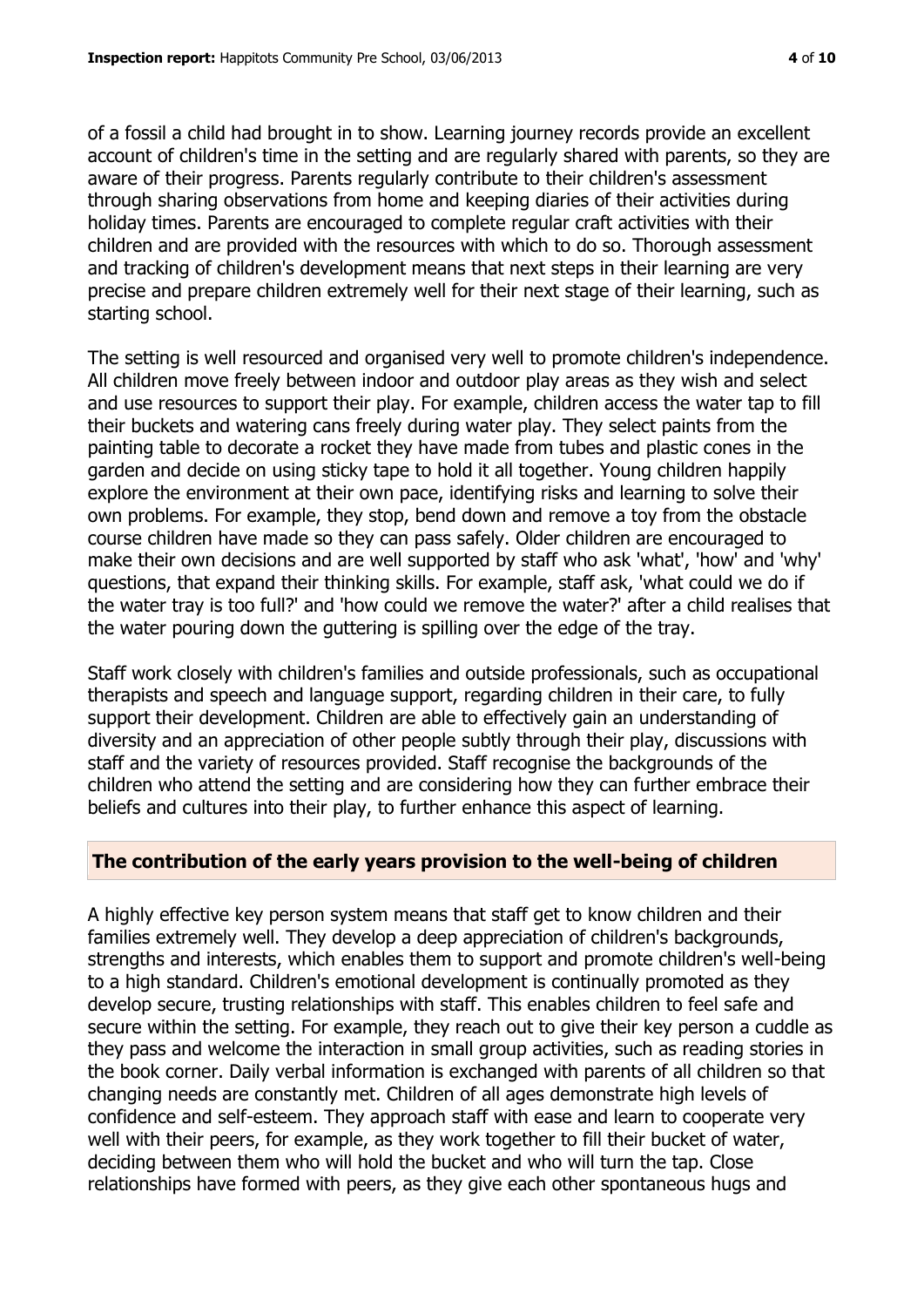of a fossil a child had brought in to show. Learning journey records provide an excellent account of children's time in the setting and are regularly shared with parents, so they are aware of their progress. Parents regularly contribute to their children's assessment through sharing observations from home and keeping diaries of their activities during holiday times. Parents are encouraged to complete regular craft activities with their children and are provided with the resources with which to do so. Thorough assessment and tracking of children's development means that next steps in their learning are very precise and prepare children extremely well for their next stage of their learning, such as starting school.

The setting is well resourced and organised very well to promote children's independence. All children move freely between indoor and outdoor play areas as they wish and select and use resources to support their play. For example, children access the water tap to fill their buckets and watering cans freely during water play. They select paints from the painting table to decorate a rocket they have made from tubes and plastic cones in the garden and decide on using sticky tape to hold it all together. Young children happily explore the environment at their own pace, identifying risks and learning to solve their own problems. For example, they stop, bend down and remove a toy from the obstacle course children have made so they can pass safely. Older children are encouraged to make their own decisions and are well supported by staff who ask 'what', 'how' and 'why' questions, that expand their thinking skills. For example, staff ask, 'what could we do if the water tray is too full?' and 'how could we remove the water?' after a child realises that the water pouring down the guttering is spilling over the edge of the tray.

Staff work closely with children's families and outside professionals, such as occupational therapists and speech and language support, regarding children in their care, to fully support their development. Children are able to effectively gain an understanding of diversity and an appreciation of other people subtly through their play, discussions with staff and the variety of resources provided. Staff recognise the backgrounds of the children who attend the setting and are considering how they can further embrace their beliefs and cultures into their play, to further enhance this aspect of learning.

## The contribution of the early years provision to the well-being of children

A highly effective key person system means that staff get to know children and their families extremely well. They develop a deep appreciation of children's backgrounds, strengths and interests, which enables them to support and promote children's well-being to a high standard. Children's emotional development is continually promoted as they develop secure, trusting relationships with staff. This enables children to feel safe and secure within the setting. For example, they reach out to give their key person a cuddle as they pass and welcome the interaction in small group activities, such as reading stories in the book corner. Daily verbal information is exchanged with parents of all children so that changing needs are constantly met. Children of all ages demonstrate high levels of confidence and self-esteem. They approach staff with ease and learn to cooperate very well with their peers, for example, as they work together to fill their bucket of water, deciding between them who will hold the bucket and who will turn the tap. Close relationships have formed with peers, as they give each other spontaneous hugs and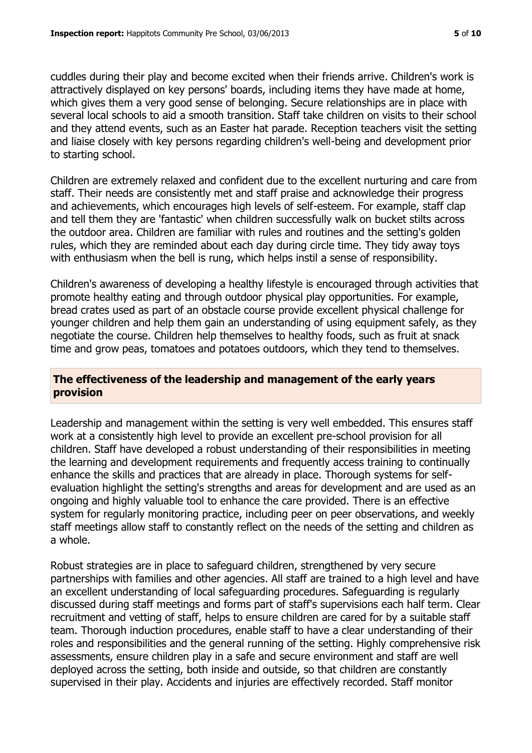cuddles during their play and become excited when their friends arrive. Children's work is attractively displayed on key persons' boards, including items they have made at home, which gives them a very good sense of belonging. Secure relationships are in place with several local schools to aid a smooth transition. Staff take children on visits to their school and they attend events, such as an Easter hat parade. Reception teachers visit the setting and liaise closely with key persons regarding children's well-being and development prior to starting school.

Children are extremely relaxed and confident due to the excellent nurturing and care from staff. Their needs are consistently met and staff praise and acknowledge their progress and achievements, which encourages high levels of self-esteem. For example, staff clap and tell them they are 'fantastic' when children successfully walk on bucket stilts across the outdoor area. Children are familiar with rules and routines and the setting's golden rules, which they are reminded about each day during circle time. They tidy away toys with enthusiasm when the bell is rung, which helps instil a sense of responsibility.

Children's awareness of developing a healthy lifestyle is encouraged through activities that promote healthy eating and through outdoor physical play opportunities. For example, bread crates used as part of an obstacle course provide excellent physical challenge for younger children and help them gain an understanding of using equipment safely, as they negotiate the course. Children help themselves to healthy foods, such as fruit at snack time and grow peas, tomatoes and potatoes outdoors, which they tend to themselves.

## The effectiveness of the leadership and management of the early years provision

Leadership and management within the setting is very well embedded. This ensures staff work at a consistently high level to provide an excellent pre-school provision for all children. Staff have developed a robust understanding of their responsibilities in meeting the learning and development requirements and frequently access training to continually enhance the skills and practices that are already in place. Thorough systems for self-evaluation highlight the setting's strengths and areas for development and are used as an ongoing and highly valuable tool to enhance the care provided. There is an effective system for regularly monitoring practice, including peer on peer observations, and weekly staff meetings allow staff to constantly reflect on the needs of the setting and children as a whole.

Robust strategies are in place to safeguard children, strengthened by very secure partnerships with families and other agencies. All staff are trained to a high level and have an excellent understanding of local safeguarding procedures. Safeguarding is regularly discussed during staff meetings and forms part of staff's supervisions each half term. Clear recruitment and vetting of staff, helps to ensure children are cared for by a suitable staff team. Thorough induction procedures, enable staff to have a clear understanding of their roles and responsibilities and the general running of the setting. Highly comprehensive risk assessments, ensure children play in a safe and secure environment and staff are well deployed across the setting, both inside and outside, so that children are constantly supervised in their play. Accidents and injuries are effectively recorded. Staff monitor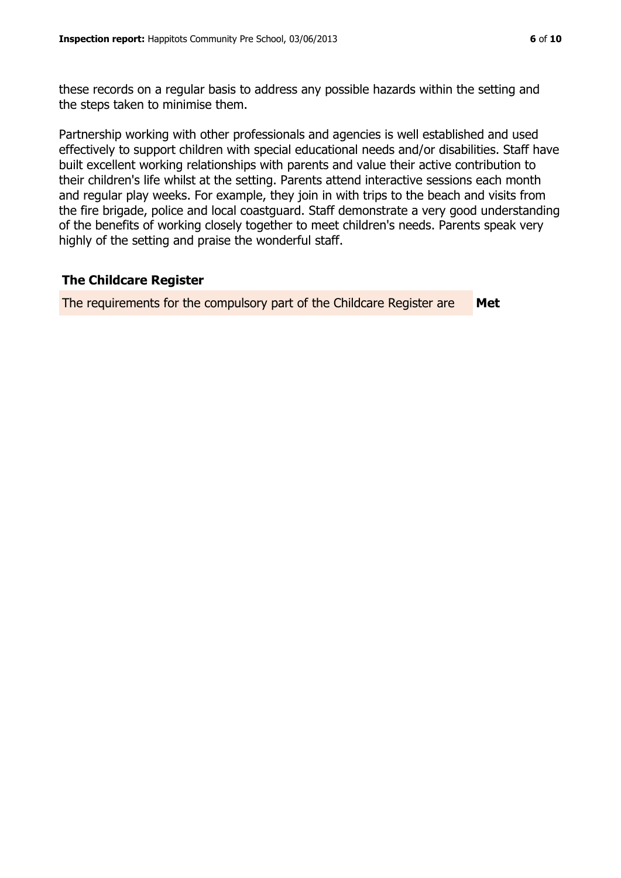these records on a regular basis to address any possible hazards within the setting and the steps taken to minimise them.

Partnership working with other professionals and agencies is well established and used effectively to support children with special educational needs and/or disabilities. Staff have built excellent working relationships with parents and value their active contribution to their children's life whilst at the setting. Parents attend interactive sessions each month and regular play weeks. For example, they join in with trips to the beach and visits from the fire brigade, police and local coastguard. Staff demonstrate a very good understanding of the benefits of working closely together to meet children's needs. Parents speak very highly of the setting and praise the wonderful staff.

## The Childcare Register

| The requirements for the compulsory part of the Childcare Register are | **Met** |
|---|---|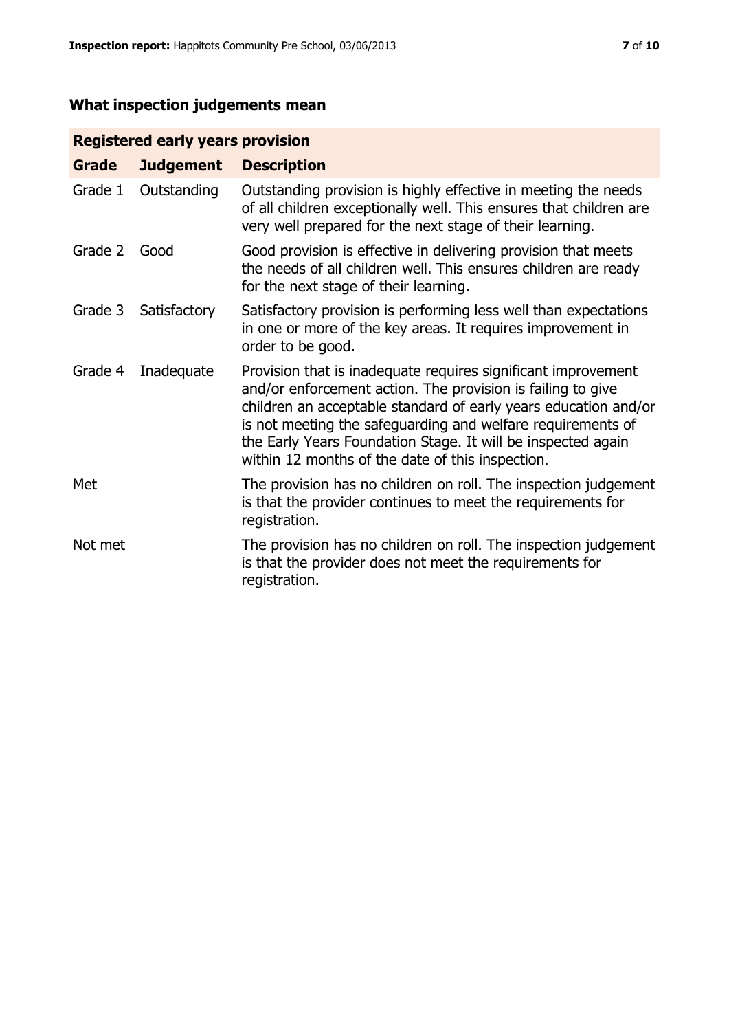## What inspection judgements mean

| Registered early years provision | | |
|---|---|---|
| **Grade** | **Judgement** | **Description** |
| Grade 1 | Outstanding | Outstanding provision is highly effective in meeting the needs of all children exceptionally well. This ensures that children are very well prepared for the next stage of their learning. |
| Grade 2 | Good | Good provision is effective in delivering provision that meets the needs of all children well. This ensures children are ready for the next stage of their learning. |
| Grade 3 | Satisfactory | Satisfactory provision is performing less well than expectations in one or more of the key areas. It requires improvement in order to be good. |
| Grade 4 | Inadequate | Provision that is inadequate requires significant improvement and/or enforcement action. The provision is failing to give children an acceptable standard of early years education and/or is not meeting the safeguarding and welfare requirements of the Early Years Foundation Stage. It will be inspected again within 12 months of the date of this inspection. |
| Met | | The provision has no children on roll. The inspection judgement is that the provider continues to meet the requirements for registration. |
| Not met | | The provision has no children on roll. The inspection judgement is that the provider does not meet the requirements for registration. |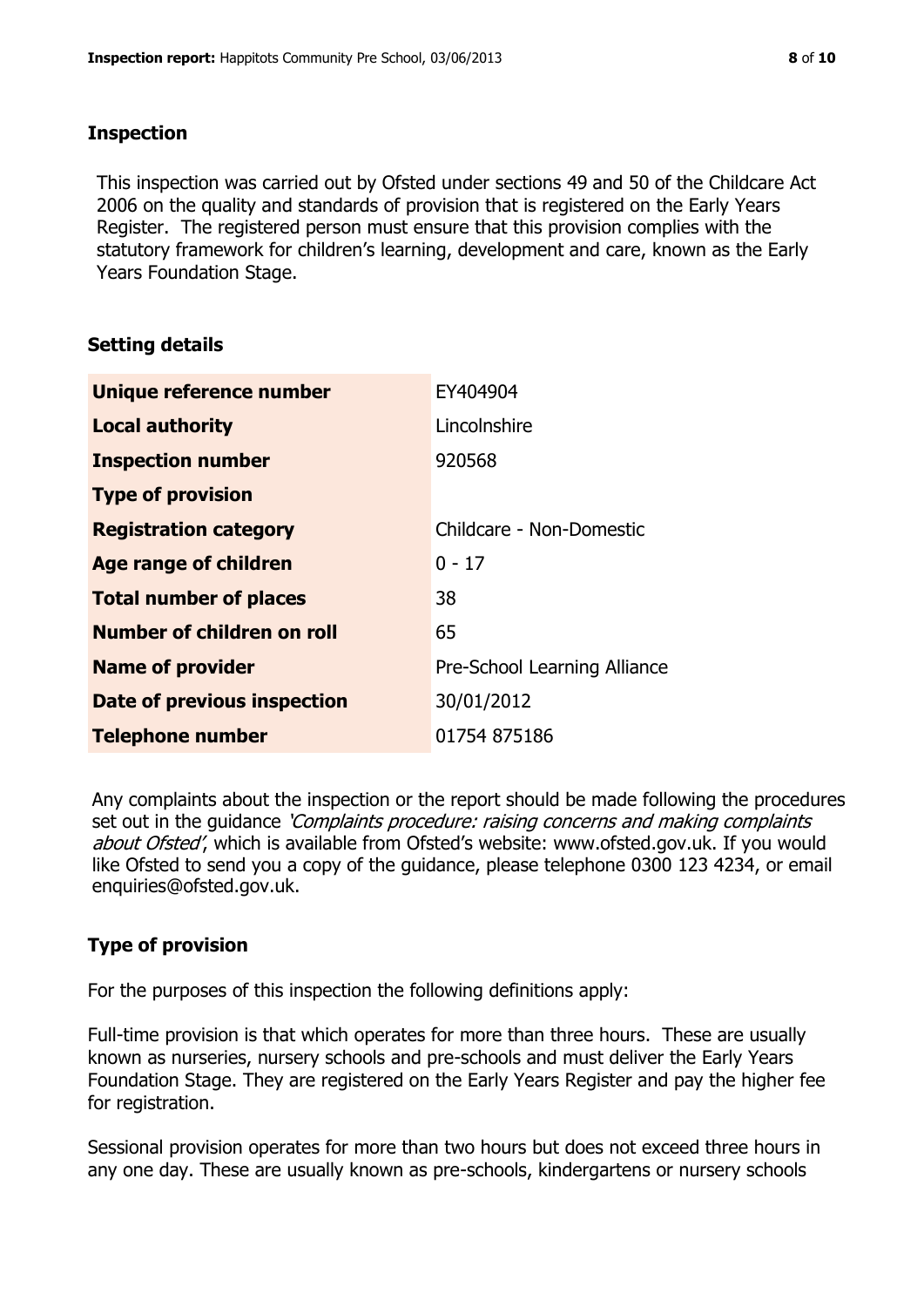## Inspection

This inspection was carried out by Ofsted under sections 49 and 50 of the Childcare Act 2006 on the quality and standards of provision that is registered on the Early Years Register. The registered person must ensure that this provision complies with the statutory framework for children's learning, development and care, known as the Early Years Foundation Stage.

## Setting details

| | |
|---|---|
| **Unique reference number** | EY404904 |
| **Local authority** | Lincolnshire |
| **Inspection number** | 920568 |
| **Type of provision** | |
| **Registration category** | Childcare - Non-Domestic |
| **Age range of children** | 0 - 17 |
| **Total number of places** | 38 |
| **Number of children on roll** | 65 |
| **Name of provider** | Pre-School Learning Alliance |
| **Date of previous inspection** | 30/01/2012 |
| **Telephone number** | 01754 875186 |

Any complaints about the inspection or the report should be made following the procedures set out in the guidance *'Complaints procedure: raising concerns and making complaints about Ofsted'*, which is available from Ofsted's website: www.ofsted.gov.uk. If you would like Ofsted to send you a copy of the guidance, please telephone 0300 123 4234, or email enquiries@ofsted.gov.uk.

## Type of provision

For the purposes of this inspection the following definitions apply:

Full-time provision is that which operates for more than three hours. These are usually known as nurseries, nursery schools and pre-schools and must deliver the Early Years Foundation Stage. They are registered on the Early Years Register and pay the higher fee for registration.

Sessional provision operates for more than two hours but does not exceed three hours in any one day. These are usually known as pre-schools, kindergartens or nursery schools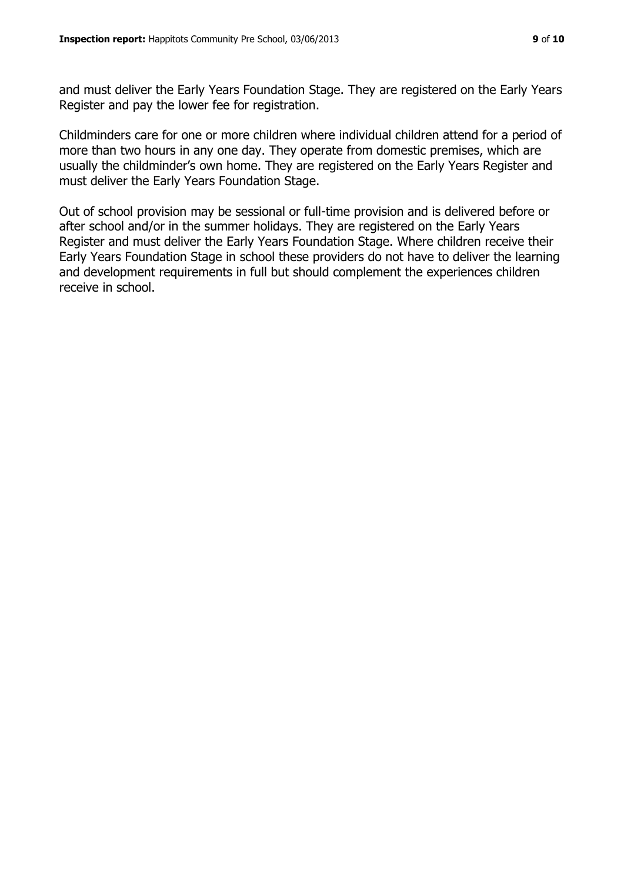and must deliver the Early Years Foundation Stage. They are registered on the Early Years Register and pay the lower fee for registration.

Childminders care for one or more children where individual children attend for a period of more than two hours in any one day. They operate from domestic premises, which are usually the childminder's own home. They are registered on the Early Years Register and must deliver the Early Years Foundation Stage.

Out of school provision may be sessional or full-time provision and is delivered before or after school and/or in the summer holidays. They are registered on the Early Years Register and must deliver the Early Years Foundation Stage. Where children receive their Early Years Foundation Stage in school these providers do not have to deliver the learning and development requirements in full but should complement the experiences children receive in school.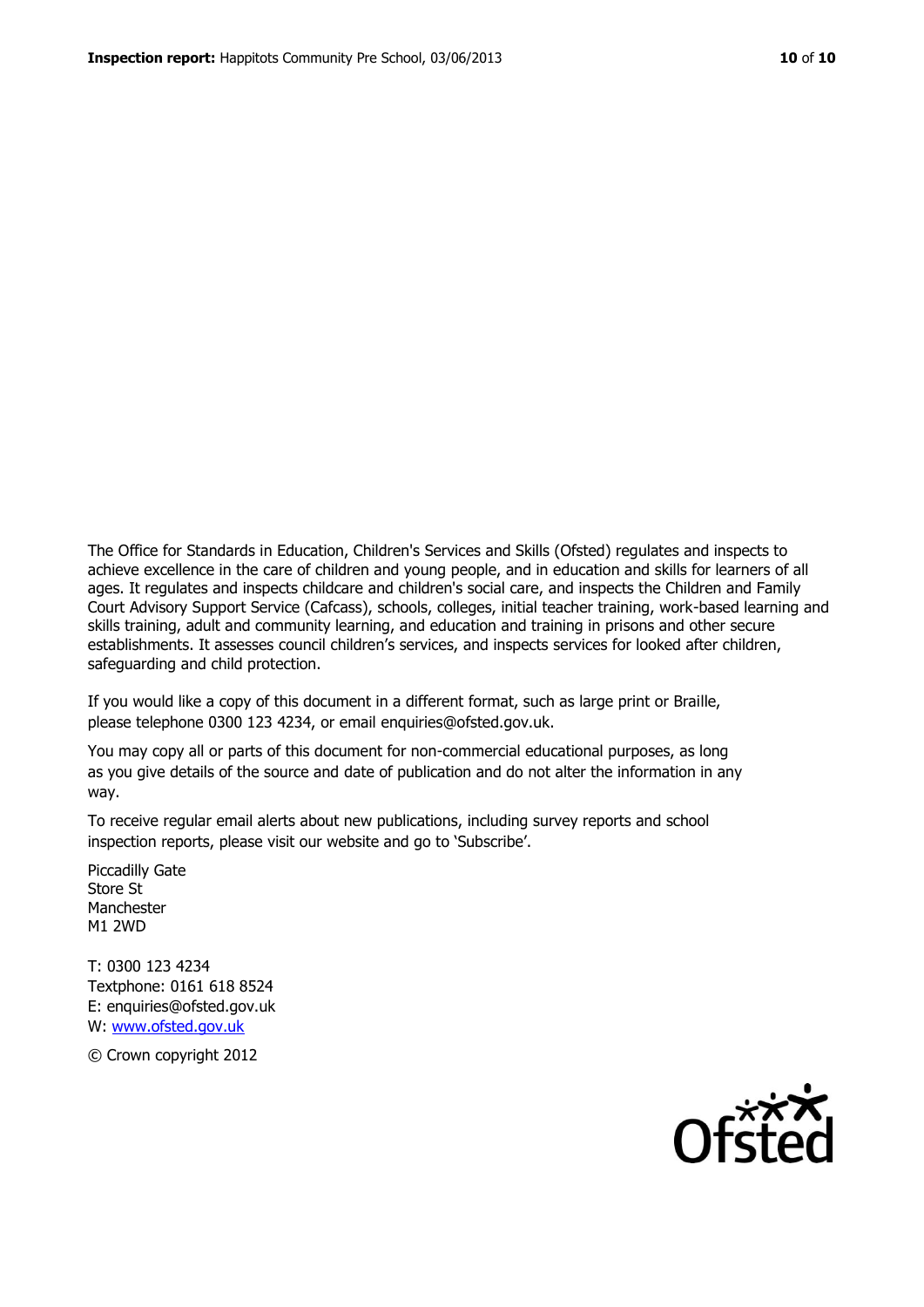The Office for Standards in Education, Children's Services and Skills (Ofsted) regulates and inspects to achieve excellence in the care of children and young people, and in education and skills for learners of all ages. It regulates and inspects childcare and children's social care, and inspects the Children and Family Court Advisory Support Service (Cafcass), schools, colleges, initial teacher training, work-based learning and skills training, adult and community learning, and education and training in prisons and other secure establishments. It assesses council children's services, and inspects services for looked after children, safeguarding and child protection.

If you would like a copy of this document in a different format, such as large print or Braille, please telephone 0300 123 4234, or email enquiries@ofsted.gov.uk.

You may copy all or parts of this document for non-commercial educational purposes, as long as you give details of the source and date of publication and do not alter the information in any way.

To receive regular email alerts about new publications, including survey reports and school inspection reports, please visit our website and go to 'Subscribe'.

Piccadilly Gate
Store St
Manchester
M1 2WD

T: 0300 123 4234
Textphone: 0161 618 8524
E: enquiries@ofsted.gov.uk
W: www.ofsted.gov.uk

© Crown copyright 2012

Ofsted